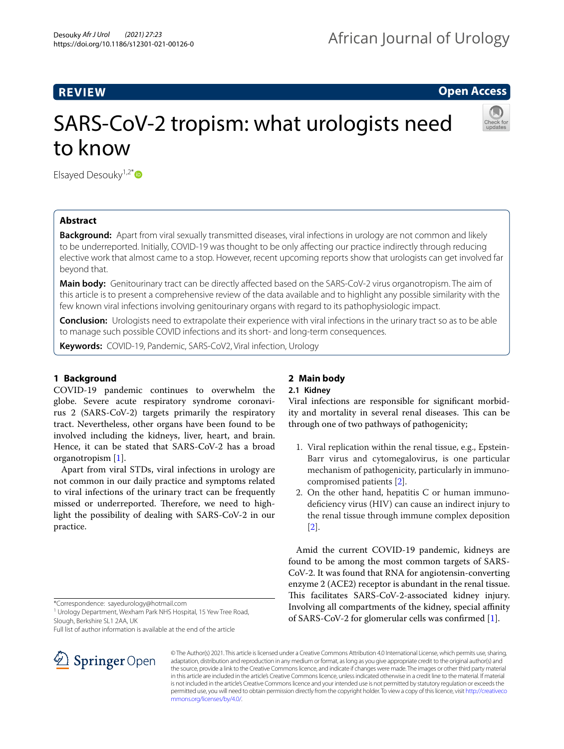REVIEW

Open Access

# SARS-CoV-2 tropism: what urologists need to know

Elsayed Desouky[1,2*]

## Abstract

**Background:** Apart from viral sexually transmitted diseases, viral infections in urology are not common and likely to be underreported. Initially, COVID-19 was thought to be only affecting our practice indirectly through reducing elective work that almost came to a stop. However, recent upcoming reports show that urologists can get involved far beyond that.

**Main body:** Genitourinary tract can be directly affected based on the SARS-CoV-2 virus organotropism. The aim of this article is to present a comprehensive review of the data available and to highlight any possible similarity with the few known viral infections involving genitourinary organs with regard to its pathophysiologic impact.

**Conclusion:** Urologists need to extrapolate their experience with viral infections in the urinary tract so as to be able to manage such possible COVID infections and its short- and long-term consequences.

**Keywords:** COVID-19, Pandemic, SARS-CoV2, Viral infection, Urology

## 1 Background

COVID-19 pandemic continues to overwhelm the globe. Severe acute respiratory syndrome coronavirus 2 (SARS-CoV-2) targets primarily the respiratory tract. Nevertheless, other organs have been found to be involved including the kidneys, liver, heart, and brain. Hence, it can be stated that SARS-CoV-2 has a broad organotropism [1].

Apart from viral STDs, viral infections in urology are not common in our daily practice and symptoms related to viral infections of the urinary tract can be frequently missed or underreported. Therefore, we need to highlight the possibility of dealing with SARS-CoV-2 in our practice.

## 2 Main body

### 2.1 Kidney

Viral infections are responsible for significant morbidity and mortality in several renal diseases. This can be through one of two pathways of pathogenicity;

1. Viral replication within the renal tissue, e.g., Epstein-Barr virus and cytomegalovirus, is one particular mechanism of pathogenicity, particularly in immunocompromised patients [2].
2. On the other hand, hepatitis C or human immunodeficiency virus (HIV) can cause an indirect injury to the renal tissue through immune complex deposition [2].

Amid the current COVID-19 pandemic, kidneys are found to be among the most common targets of SARS-CoV-2. It was found that RNA for angiotensin-converting enzyme 2 (ACE2) receptor is abundant in the renal tissue. This facilitates SARS-CoV-2-associated kidney injury. Involving all compartments of the kidney, special affinity of SARS-CoV-2 for glomerular cells was confirmed [1].

*Correspondence: sayedurology@hotmail.com
[1] Urology Department, Wexham Park NHS Hospital, 15 Yew Tree Road, Slough, Berkshire SL1 2AA, UK
Full list of author information is available at the end of the article

© The Author(s) 2021. This article is licensed under a Creative Commons Attribution 4.0 International License, which permits use, sharing, adaptation, distribution and reproduction in any medium or format, as long as you give appropriate credit to the original author(s) and the source, provide a link to the Creative Commons licence, and indicate if changes were made. The images or other third party material in this article are included in the article's Creative Commons licence, unless indicated otherwise in a credit line to the material. If material is not included in the article's Creative Commons licence and your intended use is not permitted by statutory regulation or exceeds the permitted use, you will need to obtain permission directly from the copyright holder. To view a copy of this licence, visit http://creativecommons.org/licenses/by/4.0/.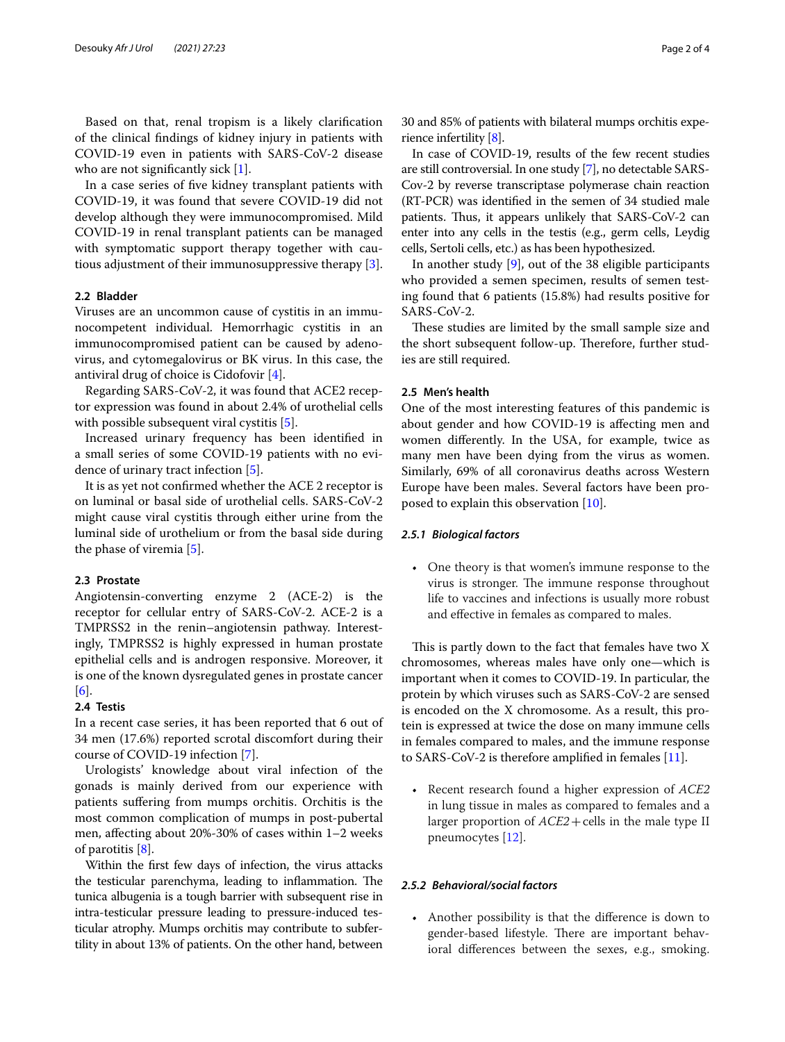Based on that, renal tropism is a likely clarification of the clinical findings of kidney injury in patients with COVID-19 even in patients with SARS-CoV-2 disease who are not significantly sick [1].

In a case series of five kidney transplant patients with COVID-19, it was found that severe COVID-19 did not develop although they were immunocompromised. Mild COVID-19 in renal transplant patients can be managed with symptomatic support therapy together with cautious adjustment of their immunosuppressive therapy [3].

### 2.2 Bladder

Viruses are an uncommon cause of cystitis in an immunocompetent individual. Hemorrhagic cystitis in an immunocompromised patient can be caused by adenovirus, and cytomegalovirus or BK virus. In this case, the antiviral drug of choice is Cidofovir [4].

Regarding SARS-CoV-2, it was found that ACE2 receptor expression was found in about 2.4% of urothelial cells with possible subsequent viral cystitis [5].

Increased urinary frequency has been identified in a small series of some COVID-19 patients with no evidence of urinary tract infection [5].

It is as yet not confirmed whether the ACE 2 receptor is on luminal or basal side of urothelial cells. SARS-CoV-2 might cause viral cystitis through either urine from the luminal side of urothelium or from the basal side during the phase of viremia [5].

### 2.3 Prostate

Angiotensin-converting enzyme 2 (ACE-2) is the receptor for cellular entry of SARS-CoV-2. ACE-2 is a TMPRSS2 in the renin–angiotensin pathway. Interestingly, TMPRSS2 is highly expressed in human prostate epithelial cells and is androgen responsive. Moreover, it is one of the known dysregulated genes in prostate cancer [6].

### 2.4 Testis

In a recent case series, it has been reported that 6 out of 34 men (17.6%) reported scrotal discomfort during their course of COVID-19 infection [7].

Urologists' knowledge about viral infection of the gonads is mainly derived from our experience with patients suffering from mumps orchitis. Orchitis is the most common complication of mumps in post-pubertal men, affecting about 20%-30% of cases within 1–2 weeks of parotitis [8].

Within the first few days of infection, the virus attacks the testicular parenchyma, leading to inflammation. The tunica albugenia is a tough barrier with subsequent rise in intra-testicular pressure leading to pressure-induced testicular atrophy. Mumps orchitis may contribute to subfertility in about 13% of patients. On the other hand, between 30 and 85% of patients with bilateral mumps orchitis experience infertility [8].

In case of COVID-19, results of the few recent studies are still controversial. In one study [7], no detectable SARS-Cov-2 by reverse transcriptase polymerase chain reaction (RT-PCR) was identified in the semen of 34 studied male patients. Thus, it appears unlikely that SARS-CoV-2 can enter into any cells in the testis (e.g., germ cells, Leydig cells, Sertoli cells, etc.) as has been hypothesized.

In another study [9], out of the 38 eligible participants who provided a semen specimen, results of semen testing found that 6 patients (15.8%) had results positive for SARS-CoV-2.

These studies are limited by the small sample size and the short subsequent follow-up. Therefore, further studies are still required.

### 2.5 Men's health

One of the most interesting features of this pandemic is about gender and how COVID-19 is affecting men and women differently. In the USA, for example, twice as many men have been dying from the virus as women. Similarly, 69% of all coronavirus deaths across Western Europe have been males. Several factors have been proposed to explain this observation [10].

#### *2.5.1 Biological factors*

- One theory is that women's immune response to the virus is stronger. The immune response throughout life to vaccines and infections is usually more robust and effective in females as compared to males.

This is partly down to the fact that females have two X chromosomes, whereas males have only one—which is important when it comes to COVID-19. In particular, the protein by which viruses such as SARS-CoV-2 are sensed is encoded on the X chromosome. As a result, this protein is expressed at twice the dose on many immune cells in females compared to males, and the immune response to SARS-CoV-2 is therefore amplified in females [11].

- Recent research found a higher expression of *ACE2* in lung tissue in males as compared to females and a larger proportion of *ACE2*+cells in the male type II pneumocytes [12].

#### *2.5.2 Behavioral/social factors*

- Another possibility is that the difference is down to gender-based lifestyle. There are important behavioral differences between the sexes, e.g., smoking.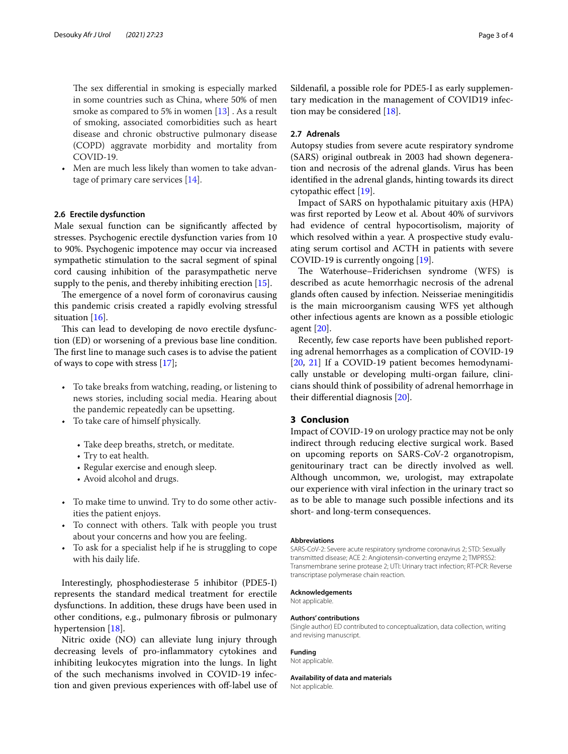The sex differential in smoking is especially marked in some countries such as China, where 50% of men smoke as compared to 5% in women [13] . As a result of smoking, associated comorbidities such as heart disease and chronic obstructive pulmonary disease (COPD) aggravate morbidity and mortality from COVID-19.

- Men are much less likely than women to take advantage of primary care services [14].

### 2.6 Erectile dysfunction

Male sexual function can be significantly affected by stresses. Psychogenic erectile dysfunction varies from 10 to 90%. Psychogenic impotence may occur via increased sympathetic stimulation to the sacral segment of spinal cord causing inhibition of the parasympathetic nerve supply to the penis, and thereby inhibiting erection [15].

The emergence of a novel form of coronavirus causing this pandemic crisis created a rapidly evolving stressful situation [16].

This can lead to developing de novo erectile dysfunction (ED) or worsening of a previous base line condition. The first line to manage such cases is to advise the patient of ways to cope with stress [17];

- To take breaks from watching, reading, or listening to news stories, including social media. Hearing about the pandemic repeatedly can be upsetting.
- To take care of himself physically.
  - Take deep breaths, stretch, or meditate.
  - Try to eat health.
  - Regular exercise and enough sleep.
  - Avoid alcohol and drugs.
- To make time to unwind. Try to do some other activities the patient enjoys.
- To connect with others. Talk with people you trust about your concerns and how you are feeling.
- To ask for a specialist help if he is struggling to cope with his daily life.

Interestingly, phosphodiesterase 5 inhibitor (PDE5-I) represents the standard medical treatment for erectile dysfunctions. In addition, these drugs have been used in other conditions, e.g., pulmonary fibrosis or pulmonary hypertension [18].

Nitric oxide (NO) can alleviate lung injury through decreasing levels of pro-inflammatory cytokines and inhibiting leukocytes migration into the lungs. In light of the such mechanisms involved in COVID-19 infection and given previous experiences with off-label use of Sildenafil, a possible role for PDE5-I as early supplementary medication in the management of COVID19 infection may be considered [18].

### 2.7 Adrenals

Autopsy studies from severe acute respiratory syndrome (SARS) original outbreak in 2003 had shown degeneration and necrosis of the adrenal glands. Virus has been identified in the adrenal glands, hinting towards its direct cytopathic effect [19].

Impact of SARS on hypothalamic pituitary axis (HPA) was first reported by Leow et al. About 40% of survivors had evidence of central hypocortisolism, majority of which resolved within a year. A prospective study evaluating serum cortisol and ACTH in patients with severe COVID-19 is currently ongoing [19].

The Waterhouse–Friderichsen syndrome (WFS) is described as acute hemorrhagic necrosis of the adrenal glands often caused by infection. Neisseriae meningitidis is the main microorganism causing WFS yet although other infectious agents are known as a possible etiologic agent [20].

Recently, few case reports have been published reporting adrenal hemorrhages as a complication of COVID-19 [20, 21] If a COVID-19 patient becomes hemodynamically unstable or developing multi-organ failure, clinicians should think of possibility of adrenal hemorrhage in their differential diagnosis [20].

## 3 Conclusion

Impact of COVID-19 on urology practice may not be only indirect through reducing elective surgical work. Based on upcoming reports on SARS-CoV-2 organotropism, genitourinary tract can be directly involved as well. Although uncommon, we, urologist, may extrapolate our experience with viral infection in the urinary tract so as to be able to manage such possible infections and its short- and long-term consequences.

#### Abbreviations

SARS-CoV-2: Severe acute respiratory syndrome coronavirus 2; STD: Sexually transmitted disease; ACE 2: Angiotensin-converting enzyme 2; TMPRSS2: Transmembrane serine protease 2; UTI: Urinary tract infection; RT-PCR: Reverse transcriptase polymerase chain reaction.

#### Acknowledgements

Not applicable.

#### Authors' contributions

(Single author) ED contributed to conceptualization, data collection, writing and revising manuscript.

#### Funding

Not applicable.

#### Availability of data and materials

Not applicable.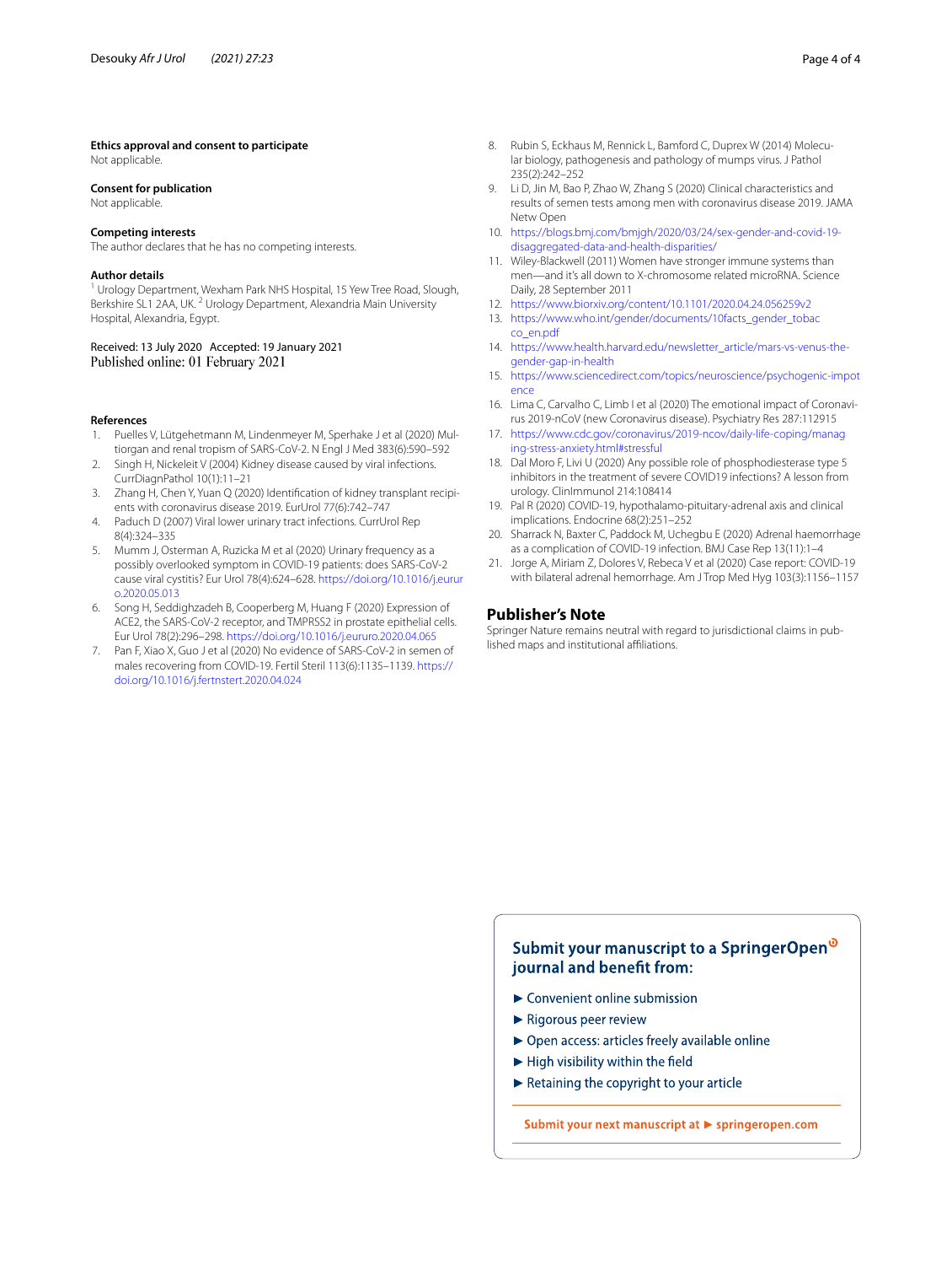#### Ethics approval and consent to participate
Not applicable.

#### Consent for publication
Not applicable.

#### Competing interests
The author declares that he has no competing interests.

#### Author details
[1] Urology Department, Wexham Park NHS Hospital, 15 Yew Tree Road, Slough, Berkshire SL1 2AA, UK. [2] Urology Department, Alexandria Main University Hospital, Alexandria, Egypt.

Received: 13 July 2020 Accepted: 19 January 2021
Published online: 01 February 2021

#### References
1. Puelles V, Lütgehetmann M, Lindenmeyer M, Sperhake J et al (2020) Multiorgan and renal tropism of SARS-CoV-2. N Engl J Med 383(6):590–592
2. Singh H, Nickeleit V (2004) Kidney disease caused by viral infections. CurrDiagnPathol 10(1):11–21
3. Zhang H, Chen Y, Yuan Q (2020) Identification of kidney transplant recipients with coronavirus disease 2019. EurUrol 77(6):742–747
4. Paduch D (2007) Viral lower urinary tract infections. CurrUrol Rep 8(4):324–335
5. Mumm J, Osterman A, Ruzicka M et al (2020) Urinary frequency as a possibly overlooked symptom in COVID-19 patients: does SARS-CoV-2 cause viral cystitis? Eur Urol 78(4):624–628. https://doi.org/10.1016/j.eururo.2020.05.013
6. Song H, Seddighzadeh B, Cooperberg M, Huang F (2020) Expression of ACE2, the SARS-CoV-2 receptor, and TMPRSS2 in prostate epithelial cells. Eur Urol 78(2):296–298. https://doi.org/10.1016/j.eururo.2020.04.065
7. Pan F, Xiao X, Guo J et al (2020) No evidence of SARS-CoV-2 in semen of males recovering from COVID-19. Fertil Steril 113(6):1135–1139. https://doi.org/10.1016/j.fertnstert.2020.04.024
8. Rubin S, Eckhaus M, Rennick L, Bamford C, Duprex W (2014) Molecular biology, pathogenesis and pathology of mumps virus. J Pathol 235(2):242–252
9. Li D, Jin M, Bao P, Zhao W, Zhang S (2020) Clinical characteristics and results of semen tests among men with coronavirus disease 2019. JAMA Netw Open
10. https://blogs.bmj.com/bmjgh/2020/03/24/sex-gender-and-covid-19-disaggregated-data-and-health-disparities/
11. Wiley-Blackwell (2011) Women have stronger immune systems than men—and it's all down to X-chromosome related microRNA. Science Daily, 28 September 2011
12. https://www.biorxiv.org/content/10.1101/2020.04.24.056259v2
13. https://www.who.int/gender/documents/10facts_gender_tobacco_en.pdf
14. https://www.health.harvard.edu/newsletter_article/mars-vs-venus-the-gender-gap-in-health
15. https://www.sciencedirect.com/topics/neuroscience/psychogenic-impotence
16. Lima C, Carvalho C, Limb I et al (2020) The emotional impact of Coronavirus 2019-nCoV (new Coronavirus disease). Psychiatry Res 287:112915
17. https://www.cdc.gov/coronavirus/2019-ncov/daily-life-coping/managing-stress-anxiety.html#stressful
18. Dal Moro F, Livi U (2020) Any possible role of phosphodiesterase type 5 inhibitors in the treatment of severe COVID19 infections? A lesson from urology. ClinImmunol 214:108414
19. Pal R (2020) COVID-19, hypothalamo-pituitary-adrenal axis and clinical implications. Endocrine 68(2):251–252
20. Sharrack N, Baxter C, Paddock M, Uchegbu E (2020) Adrenal haemorrhage as a complication of COVID-19 infection. BMJ Case Rep 13(11):1–4
21. Jorge A, Miriam Z, Dolores V, Rebeca V et al (2020) Case report: COVID-19 with bilateral adrenal hemorrhage. Am J Trop Med Hyg 103(3):1156–1157

### Publisher's Note
Springer Nature remains neutral with regard to jurisdictional claims in published maps and institutional affiliations.

**Submit your manuscript to a SpringerOpen journal and benefit from:**

- Convenient online submission
- Rigorous peer review
- Open access: articles freely available online
- High visibility within the field
- Retaining the copyright to your article

**Submit your next manuscript at ▸ springeropen.com**